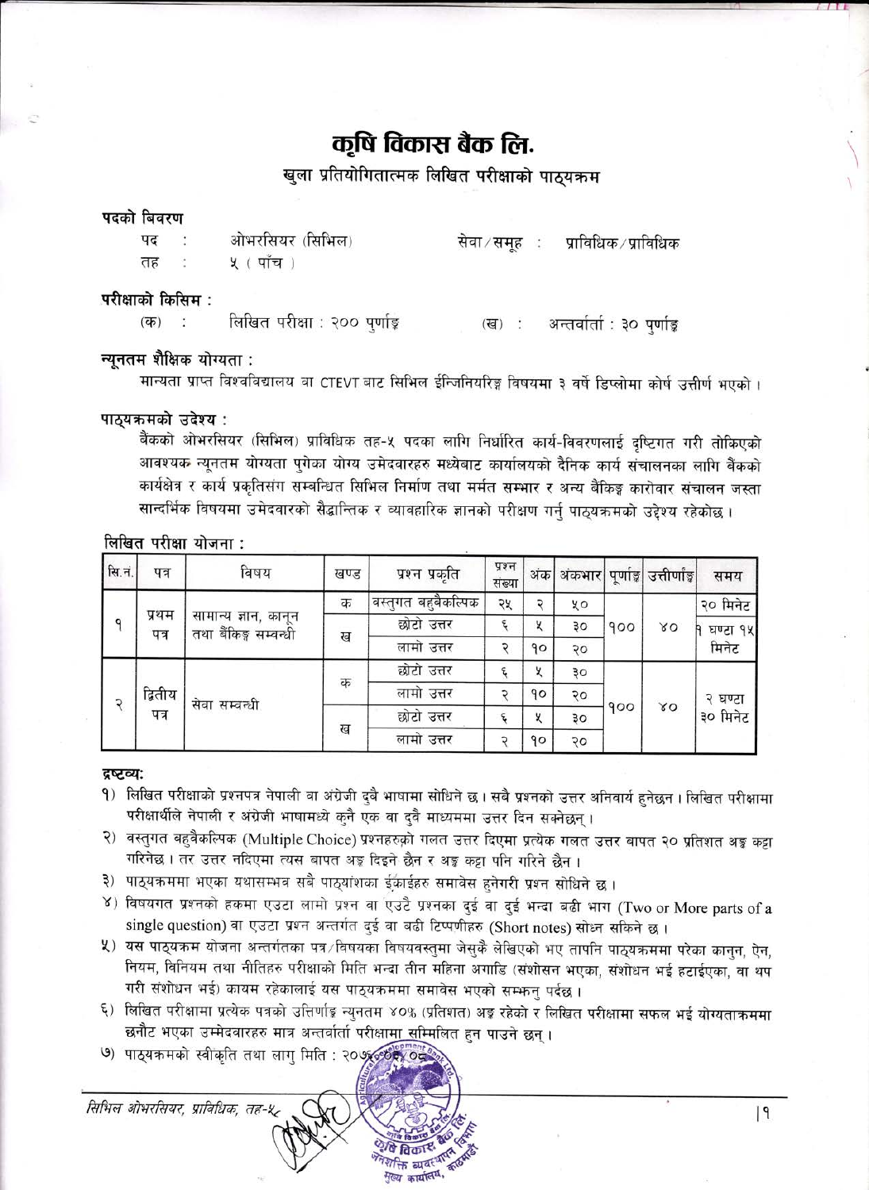# कृषि विकास बैंक लि.

## खुला प्रतियोगितात्मक लिखित परीक्षाको पाठ्यक्रम

**पदको बिवरण**

पद : ओभरसियर (सिभिल) सेवा/समूह : प्राविधिक/प्राविधिक

तह : ५ ( पाँच )

**परीक्षाको किसिम :**

(क) : लिखित परीक्षा : २०० पुर्णाङ्क (ख) : अन्तर्वार्ता : ३० पुर्णाङ्क

**न्यूनतम शैक्षिक योग्यता :**

मान्यता प्राप्त विश्वविद्यालय वा CTEVT बाट सिभिल ईन्जिनियरिङ्ग विषयमा ३ वर्षे डिप्लोमा कोर्ष उत्तीर्ण भएको ।

**पाठ्यक्रमको उदेश्य :**

बैंकको ओभरसियर (सिभिल) प्राविधिक तह-५ पदका लागि निर्धारित कार्य-विवरणलाई दृष्टिगत गरी तोकिएको आवश्यक न्यूनतम योग्यता पुगेका योग्य उमेदवारहरु मध्येबाट कार्यालयको दैनिक कार्य संचालनका लागि बैंकको कार्यक्षेत्र र कार्य प्रकृतिसंग सम्बन्धित सिभिल निर्माण तथा मर्मत सम्भार र अन्य बैंकिङ्ग कारोवार संचालन जस्ता सान्दर्भिक विषयमा उमेदवारको सैद्धान्तिक र व्यावहारिक ज्ञानको परीक्षण गर्नु पाठ्यक्रमको उद्देश्य रहेकोछ ।

**लिखित परीक्षा योजना :**

| सि.न. | पत्र | विषय | खण्ड | प्रश्न प्रकृति | प्रश्न संख्या | अंक | अंकभार | पूर्णाङ्क | उत्तीर्णाङ्क | समय |
|---|---|---|---|---|---|---|---|---|---|---|
| १ | प्रथम पत्र | सामान्य ज्ञान, कानून तथा बैंकिङ्ग सम्बन्धी | क | वस्तुगत बहुबैकल्पिक | २५ | २ | ५० | १०० | ४० | २० मिनेट |
| | | | ख | छोटो उत्तर | ६ | ५ | ३० | | | १ घण्टा १५ मिनेट |
| | | | | लामो उत्तर | २ | १० | २० | | | |
| २ | द्वितीय पत्र | सेवा सम्बन्धी | क | छोटो उत्तर | ६ | ५ | ३० | १०० | ४० | २ घण्टा ३० मिनेट |
| | | | | लामो उत्तर | २ | १० | २० | | | |
| | | | ख | छोटो उत्तर | ६ | ५ | ३० | | | |
| | | | | लामो उत्तर | २ | १० | २० | | | |

**द्रष्टव्य:**

१) लिखित परीक्षाको प्रश्नपत्र नेपाली वा अंग्रेजी दुवै भाषामा सोधिने छ । सबै प्रश्नको उत्तर अनिवार्य हुनेछन । लिखित परीक्षामा परीक्षार्थीले नेपाली र अंग्रेजी भाषामध्ये कुनै एक वा दुवै माध्यममा उत्तर दिन सक्नेछन् ।

२) वस्तुगत बहुवैकल्पिक (Multiple Choice) प्रश्नहरुको गलत उत्तर दिएमा प्रत्येक गलत उत्तर बापत २० प्रतिशत अङ्क कट्टा गरिनेछ । तर उत्तर नदिएमा त्यस बापत अङ्क दिइने छैन र अङ्क कट्टा पनि गरिने छैन ।

३) पाठ्यक्रममा भएका यथासम्भव सबै पाठ्यांशका ईकाईहरु समावेस हुनेगरी प्रश्न सोधिने छ ।

४) विषयगत प्रश्नको हकमा एउटा लामो प्रश्न वा एउटै प्रश्नका दुई वा दुई भन्दा बढी भाग (Two or More parts of a single question) वा एउटा प्रश्न अन्तर्गत दुई वा बढी टिप्पणीहरु (Short notes) सोध्न सकिने छ ।

५) यस पाठ्यक्रम योजना अन्तर्गतका पत्र/विषयका विषयवस्तुमा जेसुकै लेखिएको भए तापनि पाठ्यक्रममा परेका कानुन, ऐन, नियम, विनियम तथा नीतिहरु परीक्षाको मिति भन्दा तीन महिना अगाडि (संशोसन भएका, संशोधन भई हटाईएका, वा थप गरी संशोधन भई) कायम रहेकालाई यस पाठ्यक्रममा समावेस भएको सम्झनु पर्दछ ।

६) लिखित परीक्षामा प्रत्येक पत्रको उत्तिर्णाङ्क न्युनतम ४०% (प्रतिशत) अङ्क रहेको र लिखित परीक्षामा सफल भई योग्यताक्रममा छनौट भएका उम्मेदवारहरु मात्र अन्तर्वार्ता परीक्षामा सम्मिलित हुन पाउने छन् ।

७) पाठ्यक्रमको स्वीकृति तथा लागु मिति : २०७६/०८/०८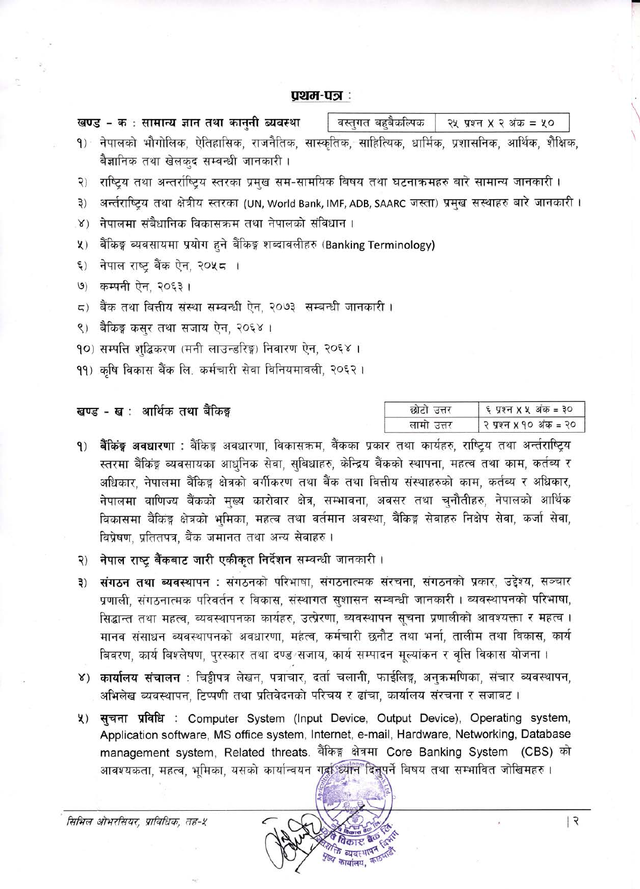## प्रथम-पत्र :

**खण्ड - क : सामान्य ज्ञान तथा कानुनी व्यवस्था**

| वस्तुगत बहुबैकल्पिक | २५ प्रश्न X २ अंक = ५० |
|---|---|

१) नेपालको भौगोलिक, ऐतिहासिक, राजनैतिक, सास्कृतिक, साहित्यिक, धार्मिक, प्रशासनिक, आर्थिक, शैक्षिक, बैज्ञानिक तथा खेलकुद सम्बन्धी जानकारी ।

२) राष्ट्रिय तथा अन्तर्राष्ट्रिय स्तरका प्रमुख सम-सामयिक विषय तथा घटनाक्रमहरु बारे सामान्य जानकारी ।

३) अन्तर्राष्ट्रिय तथा क्षेत्रीय स्तरका (UN, World Bank, IMF, ADB, SAARC जस्ता) प्रमुख सस्थाहरु बारे जानकारी ।

४) नेपालमा संबैधानिक विकासक्रम तथा नेपालको संविधान ।

५) बैंकिङ्ग व्यवसायमा प्रयोग हुने बैंकिङ्ग शब्दावलीहरु (Banking Terminology)

६) नेपाल राष्ट्र बैंक ऐन, २०५८ ।

७) कम्पनी ऐन, २०६३ ।

८) बैंक तथा वित्तीय संस्था सम्बन्धी ऐन, २०७३ सम्बन्धी जानकारी ।

९) बैकिङ्ग कसुर तथा सजाय ऐन, २०६४ ।

१०) सम्पत्ति शुद्धिकरण (मनी लाउन्डरिङ्ग) निवारण ऐन, २०६४ ।

११) कृषि विकास बैंक लि. कर्मचारी सेवा विनियमावली, २०६२ ।

**खण्ड - ख : आर्थिक तथा बैंकिङ्ग**

| छोटो उत्तर | ६ प्रश्न X ५ अंक = ३० |
|---|---|
| लामो उत्तर | २ प्रश्न X १० अंक = २० |

१) **बैंकिंङ्ग अवधारणा :** बैंकिङ्ग अवधारणा, विकासक्रम, बैंकका प्रकार तथा कार्यहरु, राष्ट्रिय तथा अन्तर्राष्ट्रिय स्तरमा बैकिंङ्ग व्यवसायका आधुनिक सेवा, सुविधाहरु, केन्द्रिय बैंकको स्थापना, महत्व तथा काम, कर्तव्य र अधिकार, नेपालमा बैकिङ्ग क्षेत्रको वर्गीकरण तथा बैंक तथा वित्तीय संस्थाहरुको काम, कर्तब्य र अधिकार, नेपालमा वाणिज्य बैंकको मुख्य कारोवार क्षेत्र, सम्भावना, अवसर तथा चुनौतीहरु, नेपालको आर्थिक विकासमा बैकिङ्ग क्षेत्रको भुमिका, महत्व तथा वर्तमान अवस्था, बैकिङ्ग सेवाहरु निक्षेप सेवा, कर्जा सेवा, विप्रेषण, प्रतितपत्र, बैंक जमानत तथा अन्य सेवाहरु ।

२) **नेपाल राष्ट्र बैंकबाट जारी एकीकृत निर्देशन** सम्बन्धी जानकारी ।

३) **संगठन तथा व्यवस्थापन :** संगठनको परिभाषा, संगठनात्मक संरचना, संगठनको प्रकार, उद्देश्य, सञ्चार प्रणाली, संगठनात्मक परिवर्तन र विकास, संस्थागत सुशासन सम्बन्धी जानकारी । व्यवस्थापनको परिभाषा, सिद्धान्त तथा महत्व, व्यवस्थापनका कार्यहरु, उत्प्रेरणा, व्यवस्थापन सूचना प्रणालीको आवश्यक्ता र महत्व । मानव संसाधन व्यवस्थापनको अवधारणा, महत्व, कर्मचारी छनौट तथा भर्ना, तालीम तथा विकास, कार्य बिवरण, कार्य बिश्लेषण, पुरस्कार तथा दण्ड सजाय, कार्य सम्पादन मूल्यांकन र वृत्ति विकास योजना ।

४) **कार्यालय संचालन** : चिठ्ठीपत्र लेखन, पत्राचार, दर्ता चलानी, फाईलिङ्ग, अनुक्रमणिका, संचार व्यवस्थापन, अभिलेख व्यवस्थापन, टिप्पणी तथा प्रतिवेदनको परिचय र ढांचा, कार्यालय संरचना र सजावट ।

५) **सुचना प्रविधि** : Computer System (Input Device, Output Device), Operating system, Application software, MS office system, Internet, e-mail, Hardware, Networking, Database management system, Related threats. बैकिङ्ग क्षेत्रमा Core Banking System (CBS) को आवश्यकता, महत्व, भूमिका, यसको कार्यान्वयन गर्दा ध्यान दिनुपर्ने विषय तथा सम्भावित जोखिमहरु ।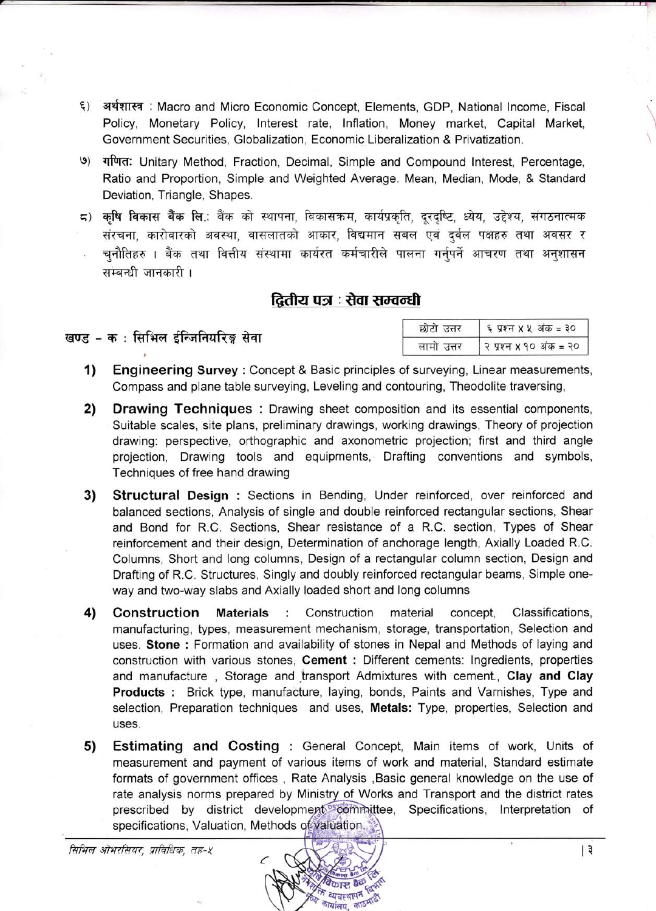६) **अर्थशास्त्र** : Macro and Micro Economic Concept, Elements, GDP, National Income, Fiscal Policy, Monetary Policy, Interest rate, Inflation, Money market, Capital Market, Government Securities, Globalization, Economic Liberalization & Privatization.

७) **गणित:** Unitary Method, Fraction, Decimal, Simple and Compound Interest, Percentage, Ratio and Proportion, Simple and Weighted Average. Mean, Median, Mode, & Standard Deviation, Triangle, Shapes.

८) **कृषि विकास बैंक लि.:** बैंक को स्थापना, विकासक्रम, कार्यप्रकृति, दूरदृष्टि, ध्येय, उद्देश्य, संगठनात्मक संरचना, कारोबारको अवस्था, वासलातको आकार, विद्यमान सबल एवं दुर्वल पक्षहरु तथा अवसर र चुनौतिहरु । बैंक तथा वित्तीय संस्थामा कार्यरत कर्मचारीले पालना गर्नुपर्ने आचरण तथा अनुशासन सम्बन्धी जानकारी ।

## द्वितीय पत्र : सेवा सम्वन्धी

### खण्ड – क : सिभिल ईन्जिनियरिङ्ग सेवा

| | |
|---|---|
| छोटो उत्तर | ६ प्रश्न x ५ अंक = ३० |
| लामो उत्तर | २ प्रश्न x १० अंक = २० |

1) **Engineering Survey** : Concept & Basic principles of surveying, Linear measurements, Compass and plane table surveying, Leveling and contouring, Theodolite traversing,

2) **Drawing Techniques** : Drawing sheet composition and its essential components, Suitable scales, site plans, preliminary drawings, working drawings, Theory of projection drawing: perspective, orthographic and axonometric projection; first and third angle projection, Drawing tools and equipments, Drafting conventions and symbols, Techniques of free hand drawing

3) **Structural Design** : Sections in Bending, Under reinforced, over reinforced and balanced sections, Analysis of single and double reinforced rectangular sections, Shear and Bond for R.C. Sections, Shear resistance of a R.C. section, Types of Shear reinforcement and their design, Determination of anchorage length, Axially Loaded R.C. Columns, Short and long columns, Design of a rectangular column section, Design and Drafting of R.C. Structures, Singly and doubly reinforced rectangular beams, Simple one-way and two-way slabs and Axially loaded short and long columns

4) **Construction Materials** : Construction material concept, Classifications, manufacturing, types, measurement mechanism, storage, transportation, Selection and uses. **Stone :** Formation and availability of stones in Nepal and Methods of laying and construction with various stones, **Cement :** Different cements: Ingredients, properties and manufacture , Storage and transport Admixtures with cement., **Clay and Clay Products :** Brick type, manufacture, laying, bonds, Paints and Varnishes, Type and selection, Preparation techniques and uses, **Metals:** Type, properties, Selection and uses.

5) **Estimating and Costing** : General Concept, Main items of work, Units of measurement and payment of various items of work and material, Standard estimate formats of government offices , Rate Analysis ,Basic general knowledge on the use of rate analysis norms prepared by Ministry of Works and Transport and the district rates prescribed by district development committee, Specifications, Interpretation of specifications, Valuation, Methods of valuation.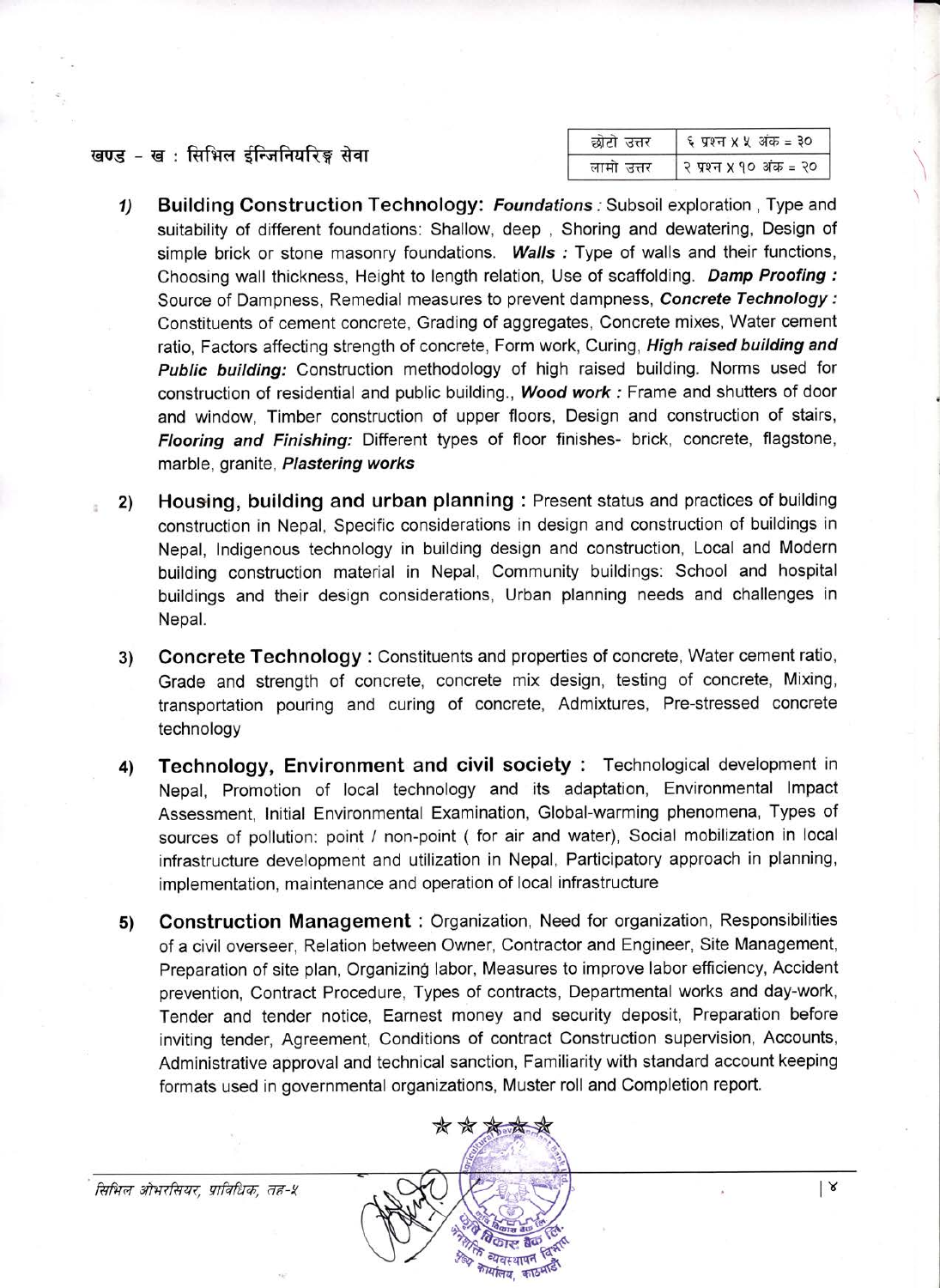## खण्ड – ख : सिभिल ईन्जिनियरिङ्ग सेवा

| | |
|---|---|
| छोटो उत्तर | ६ प्रश्न x ५ अंक = ३० |
| लामो उत्तर | २ प्रश्न x १० अंक = २० |

1) **Building Construction Technology:** ***Foundations :*** Subsoil exploration , Type and suitability of different foundations: Shallow, deep , Shoring and dewatering, Design of simple brick or stone masonry foundations. ***Walls :*** Type of walls and their functions, Choosing wall thickness, Height to length relation, Use of scaffolding. ***Damp Proofing :*** Source of Dampness, Remedial measures to prevent dampness, ***Concrete Technology :*** Constituents of cement concrete, Grading of aggregates, Concrete mixes, Water cement ratio, Factors affecting strength of concrete, Form work, Curing, ***High raised building and Public building:*** Construction methodology of high raised building. Norms used for construction of residential and public building., ***Wood work :*** Frame and shutters of door and window, Timber construction of upper floors, Design and construction of stairs, ***Flooring and Finishing:*** Different types of floor finishes- brick, concrete, flagstone, marble, granite, ***Plastering works***

2) **Housing, building and urban planning :** Present status and practices of building construction in Nepal, Specific considerations in design and construction of buildings in Nepal, Indigenous technology in building design and construction, Local and Modern building construction material in Nepal, Community buildings: School and hospital buildings and their design considerations, Urban planning needs and challenges in Nepal.

3) **Concrete Technology :** Constituents and properties of concrete, Water cement ratio, Grade and strength of concrete, concrete mix design, testing of concrete, Mixing, transportation pouring and curing of concrete, Admixtures, Pre-stressed concrete technology

4) **Technology, Environment and civil society :** Technological development in Nepal, Promotion of local technology and its adaptation, Environmental Impact Assessment, Initial Environmental Examination, Global-warming phenomena, Types of sources of pollution: point / non-point ( for air and water), Social mobilization in local infrastructure development and utilization in Nepal, Participatory approach in planning, implementation, maintenance and operation of local infrastructure

5) **Construction Management :** Organization, Need for organization, Responsibilities of a civil overseer, Relation between Owner, Contractor and Engineer, Site Management, Preparation of site plan, Organizing labor, Measures to improve labor efficiency, Accident prevention, Contract Procedure, Types of contracts, Departmental works and day-work, Tender and tender notice, Earnest money and security deposit, Preparation before inviting tender, Agreement, Conditions of contract Construction supervision, Accounts, Administrative approval and technical sanction, Familiarity with standard account keeping formats used in governmental organizations, Muster roll and Completion report.

\*\*\*\*\*

*सिभिल ओभरसियर, प्राविधिक, तह-५*